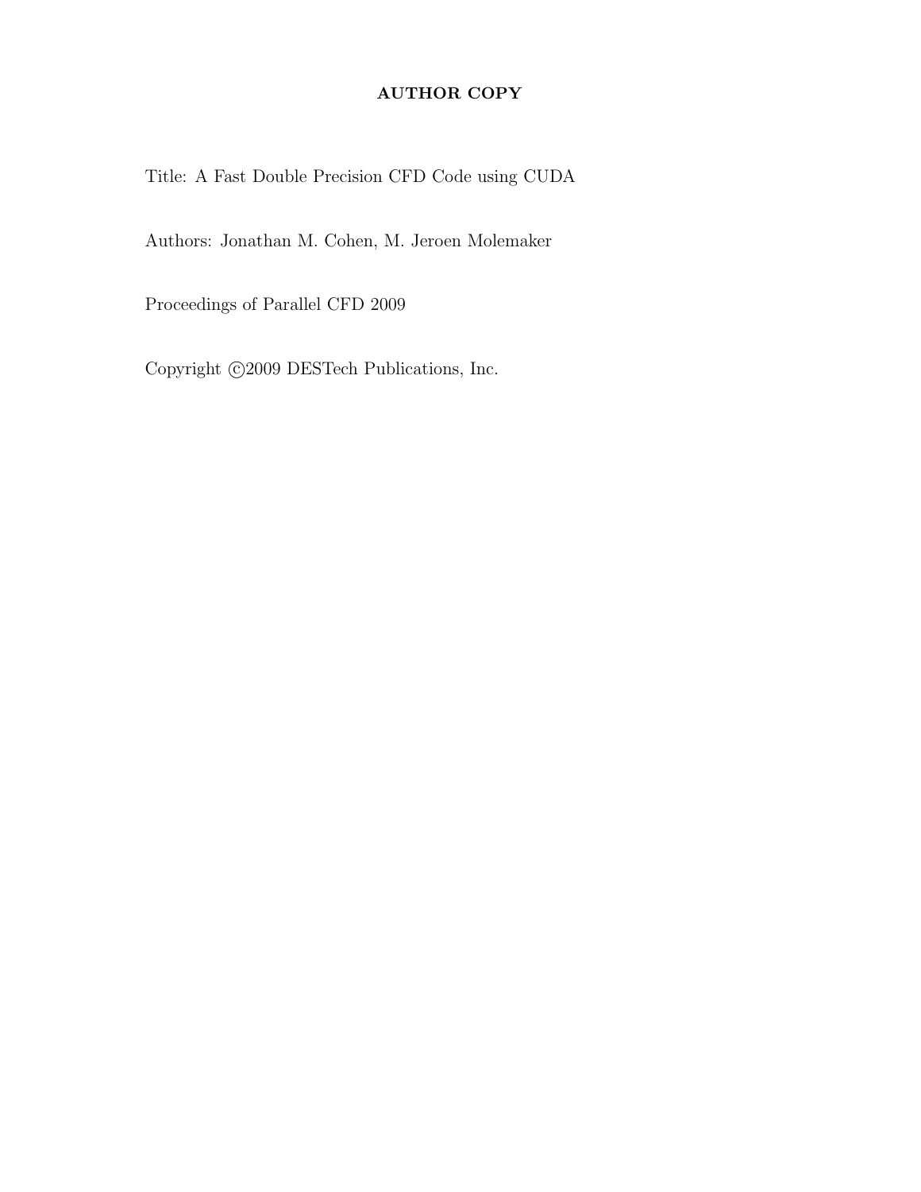**AUTHOR COPY**

Title: A Fast Double Precision CFD Code using CUDA

Authors: Jonathan M. Cohen, M. Jeroen Molemaker

Proceedings of Parallel CFD 2009

Copyright ©2009 DESTech Publications, Inc.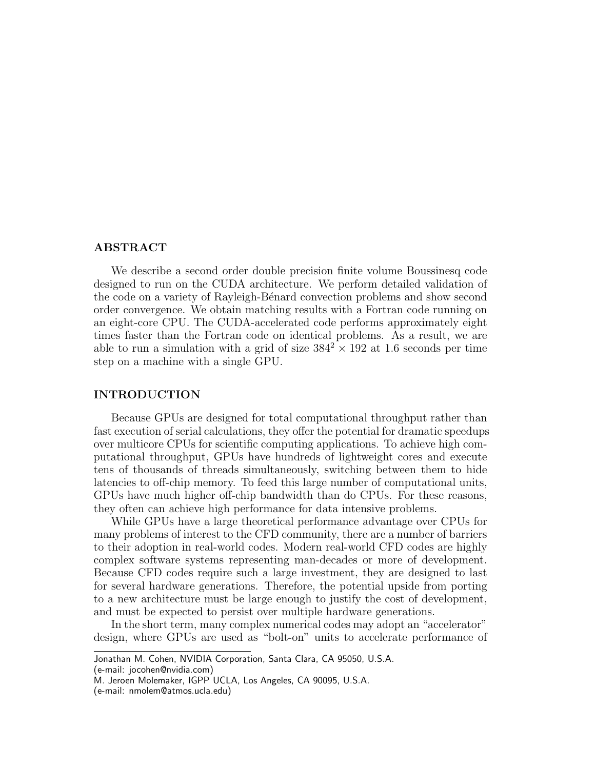## ABSTRACT

We describe a second order double precision finite volume Boussinesq code designed to run on the CUDA architecture. We perform detailed validation of the code on a variety of Rayleigh-Bénard convection problems and show second order convergence. We obtain matching results with a Fortran code running on an eight-core CPU. The CUDA-accelerated code performs approximately eight times faster than the Fortran code on identical problems. As a result, we are able to run a simulation with a grid of size $384^2 \times 192$ at 1.6 seconds per time step on a machine with a single GPU.

## INTRODUCTION

Because GPUs are designed for total computational throughput rather than fast execution of serial calculations, they offer the potential for dramatic speedups over multicore CPUs for scientific computing applications. To achieve high computational throughput, GPUs have hundreds of lightweight cores and execute tens of thousands of threads simultaneously, switching between them to hide latencies to off-chip memory. To feed this large number of computational units, GPUs have much higher off-chip bandwidth than do CPUs. For these reasons, they often can achieve high performance for data intensive problems.

While GPUs have a large theoretical performance advantage over CPUs for many problems of interest to the CFD community, there are a number of barriers to their adoption in real-world codes. Modern real-world CFD codes are highly complex software systems representing man-decades or more of development. Because CFD codes require such a large investment, they are designed to last for several hardware generations. Therefore, the potential upside from porting to a new architecture must be large enough to justify the cost of development, and must be expected to persist over multiple hardware generations.

In the short term, many complex numerical codes may adopt an "accelerator" design, where GPUs are used as "bolt-on" units to accelerate performance of

---

Jonathan M. Cohen, NVIDIA Corporation, Santa Clara, CA 95050, U.S.A.
(e-mail: jocohen@nvidia.com)
M. Jeroen Molemaker, IGPP UCLA, Los Angeles, CA 90095, U.S.A.
(e-mail: nmolem@atmos.ucla.edu)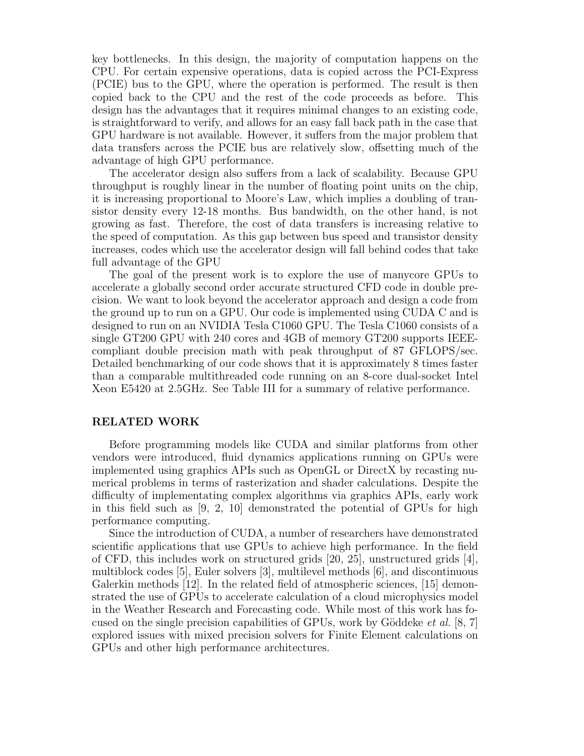key bottlenecks. In this design, the majority of computation happens on the CPU. For certain expensive operations, data is copied across the PCI-Express (PCIE) bus to the GPU, where the operation is performed. The result is then copied back to the CPU and the rest of the code proceeds as before. This design has the advantages that it requires minimal changes to an existing code, is straightforward to verify, and allows for an easy fall back path in the case that GPU hardware is not available. However, it suffers from the major problem that data transfers across the PCIE bus are relatively slow, offsetting much of the advantage of high GPU performance.

The accelerator design also suffers from a lack of scalability. Because GPU throughput is roughly linear in the number of floating point units on the chip, it is increasing proportional to Moore's Law, which implies a doubling of transistor density every 12-18 months. Bus bandwidth, on the other hand, is not growing as fast. Therefore, the cost of data transfers is increasing relative to the speed of computation. As this gap between bus speed and transistor density increases, codes which use the accelerator design will fall behind codes that take full advantage of the GPU

The goal of the present work is to explore the use of manycore GPUs to accelerate a globally second order accurate structured CFD code in double precision. We want to look beyond the accelerator approach and design a code from the ground up to run on a GPU. Our code is implemented using CUDA C and is designed to run on an NVIDIA Tesla C1060 GPU. The Tesla C1060 consists of a single GT200 GPU with 240 cores and 4GB of memory GT200 supports IEEE-compliant double precision math with peak throughput of 87 GFLOPS/sec. Detailed benchmarking of our code shows that it is approximately 8 times faster than a comparable multithreaded code running on an 8-core dual-socket Intel Xeon E5420 at 2.5GHz. See Table III for a summary of relative performance.

## RELATED WORK

Before programming models like CUDA and similar platforms from other vendors were introduced, fluid dynamics applications running on GPUs were implemented using graphics APIs such as OpenGL or DirectX by recasting numerical problems in terms of rasterization and shader calculations. Despite the difficulty of implementating complex algorithms via graphics APIs, early work in this field such as [9, 2, 10] demonstrated the potential of GPUs for high performance computing.

Since the introduction of CUDA, a number of researchers have demonstrated scientific applications that use GPUs to achieve high performance. In the field of CFD, this includes work on structured grids [20, 25], unstructured grids [4], multiblock codes [5], Euler solvers [3], multilevel methods [6], and discontinuous Galerkin methods [12]. In the related field of atmospheric sciences, [15] demonstrated the use of GPUs to accelerate calculation of a cloud microphysics model in the Weather Research and Forecasting code. While most of this work has focused on the single precision capabilities of GPUs, work by Göddeke *et al.* [8, 7] explored issues with mixed precision solvers for Finite Element calculations on GPUs and other high performance architectures.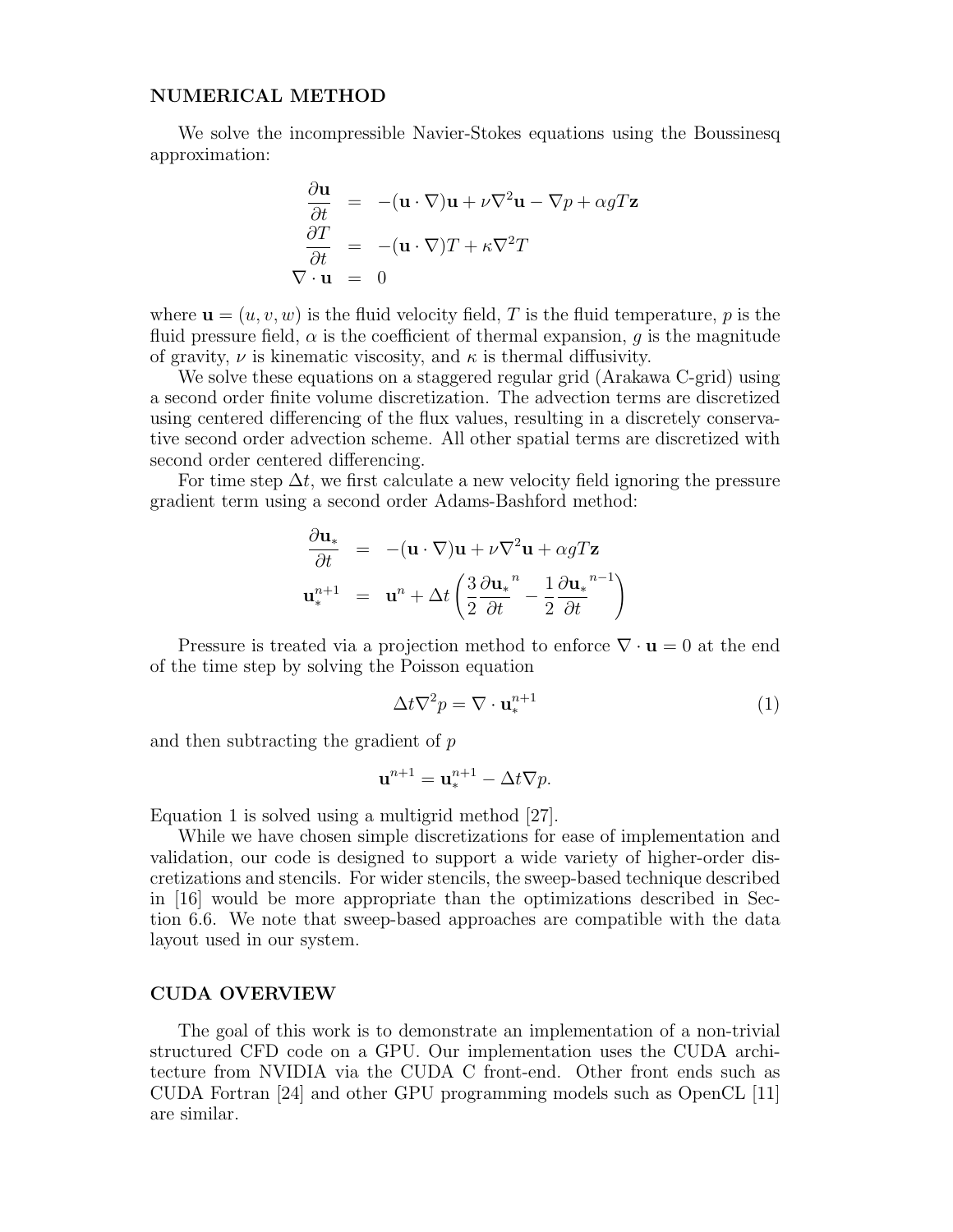## NUMERICAL METHOD

We solve the incompressible Navier-Stokes equations using the Boussinesq approximation:

$$
\begin{aligned}
\frac{\partial \mathbf{u}}{\partial t} &= -(\mathbf{u} \cdot \nabla)\mathbf{u} + \nu \nabla^2 \mathbf{u} - \nabla p + \alpha g T \mathbf{z} \\
\frac{\partial T}{\partial t} &= -(\mathbf{u} \cdot \nabla) T + \kappa \nabla^2 T \\
\nabla \cdot \mathbf{u} &= 0
\end{aligned}
$$

where $\mathbf{u} = (u, v, w)$ is the fluid velocity field, $T$ is the fluid temperature, $p$ is the fluid pressure field, $\alpha$ is the coefficient of thermal expansion, $g$ is the magnitude of gravity, $\nu$ is kinematic viscosity, and $\kappa$ is thermal diffusivity.

We solve these equations on a staggered regular grid (Arakawa C-grid) using a second order finite volume discretization. The advection terms are discretized using centered differencing of the flux values, resulting in a discretely conservative second order advection scheme. All other spatial terms are discretized with second order centered differencing.

For time step $\Delta t$, we first calculate a new velocity field ignoring the pressure gradient term using a second order Adams-Bashford method:

$$
\begin{aligned}
\frac{\partial \mathbf{u}_*}{\partial t} &= -(\mathbf{u} \cdot \nabla)\mathbf{u} + \nu \nabla^2 \mathbf{u} + \alpha g T \mathbf{z} \\
\mathbf{u}_*^{n+1} &= \mathbf{u}^n + \Delta t \left( \frac{3}{2} \frac{\partial \mathbf{u}_*}{\partial t}^n - \frac{1}{2} \frac{\partial \mathbf{u}_*}{\partial t}^{n-1} \right)
\end{aligned}
$$

Pressure is treated via a projection method to enforce $\nabla \cdot \mathbf{u} = 0$ at the end of the time step by solving the Poisson equation

$$
\Delta t \nabla^2 p = \nabla \cdot \mathbf{u}_*^{n+1} \tag{1}
$$

and then subtracting the gradient of $p$

$$
\mathbf{u}^{n+1} = \mathbf{u}_*^{n+1} - \Delta t \nabla p.
$$

Equation 1 is solved using a multigrid method [27].

While we have chosen simple discretizations for ease of implementation and validation, our code is designed to support a wide variety of higher-order discretizations and stencils. For wider stencils, the sweep-based technique described in [16] would be more appropriate than the optimizations described in Section 6.6. We note that sweep-based approaches are compatible with the data layout used in our system.

## CUDA OVERVIEW

The goal of this work is to demonstrate an implementation of a non-trivial structured CFD code on a GPU. Our implementation uses the CUDA architecture from NVIDIA via the CUDA C front-end. Other front ends such as CUDA Fortran [24] and other GPU programming models such as OpenCL [11] are similar.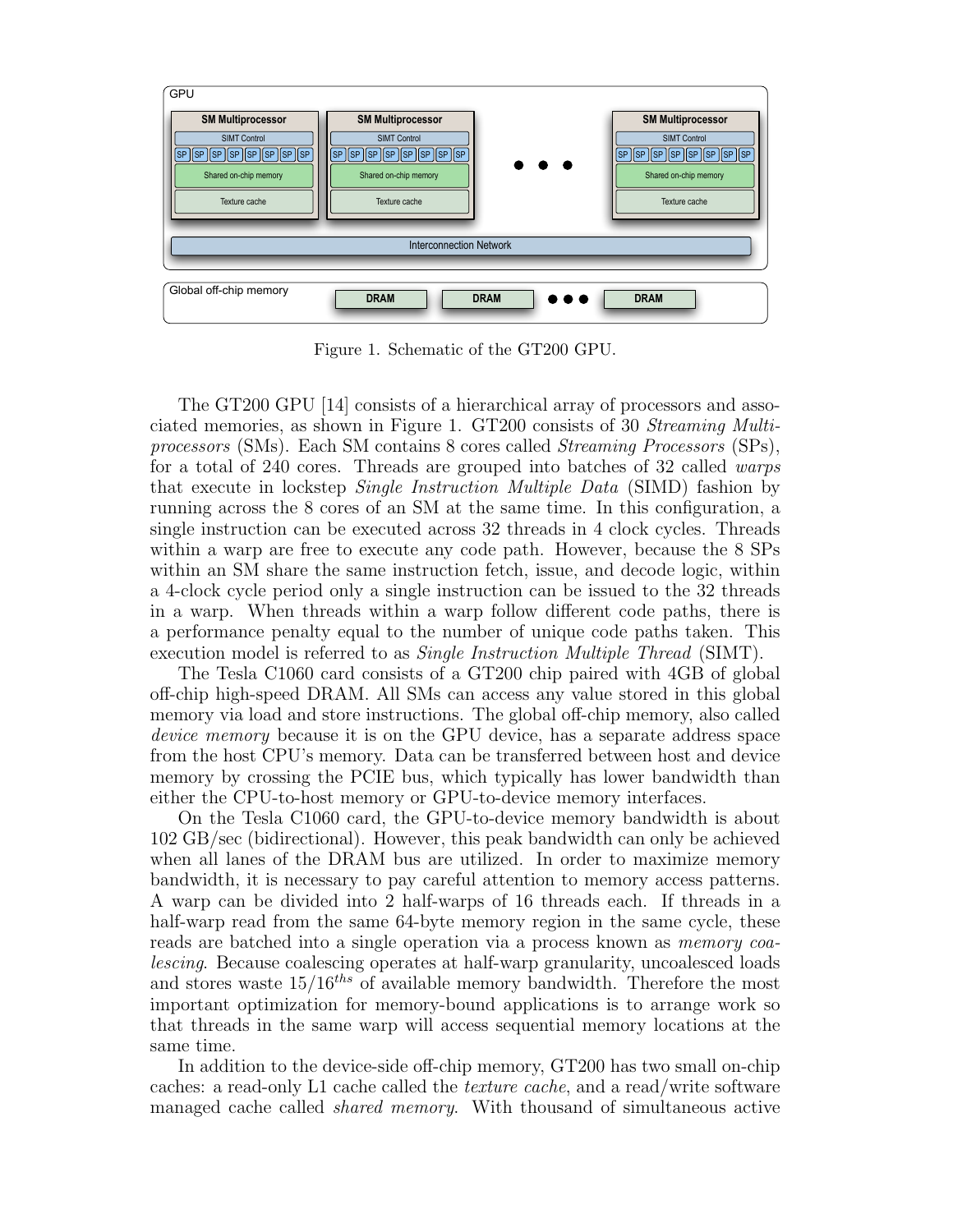Figure 1. Schematic of the GT200 GPU.

The GT200 GPU [14] consists of a hierarchical array of processors and associated memories, as shown in Figure 1. GT200 consists of 30 *Streaming Multiprocessors* (SMs). Each SM contains 8 cores called *Streaming Processors* (SPs), for a total of 240 cores. Threads are grouped into batches of 32 called *warps* that execute in lockstep *Single Instruction Multiple Data* (SIMD) fashion by running across the 8 cores of an SM at the same time. In this configuration, a single instruction can be executed across 32 threads in 4 clock cycles. Threads within a warp are free to execute any code path. However, because the 8 SPs within an SM share the same instruction fetch, issue, and decode logic, within a 4-clock cycle period only a single instruction can be issued to the 32 threads in a warp. When threads within a warp follow different code paths, there is a performance penalty equal to the number of unique code paths taken. This execution model is referred to as *Single Instruction Multiple Thread* (SIMT).

The Tesla C1060 card consists of a GT200 chip paired with 4GB of global off-chip high-speed DRAM. All SMs can access any value stored in this global memory via load and store instructions. The global off-chip memory, also called *device memory* because it is on the GPU device, has a separate address space from the host CPU's memory. Data can be transferred between host and device memory by crossing the PCIE bus, which typically has lower bandwidth than either the CPU-to-host memory or GPU-to-device memory interfaces.

On the Tesla C1060 card, the GPU-to-device memory bandwidth is about 102 GB/sec (bidirectional). However, this peak bandwidth can only be achieved when all lanes of the DRAM bus are utilized. In order to maximize memory bandwidth, it is necessary to pay careful attention to memory access patterns. A warp can be divided into 2 half-warps of 16 threads each. If threads in a half-warp read from the same 64-byte memory region in the same cycle, these reads are batched into a single operation via a process known as *memory coalescing*. Because coalescing operates at half-warp granularity, uncoalesced loads and stores waste $15/16^{ths}$ of available memory bandwidth. Therefore the most important optimization for memory-bound applications is to arrange work so that threads in the same warp will access sequential memory locations at the same time.

In addition to the device-side off-chip memory, GT200 has two small on-chip caches: a read-only L1 cache called the *texture cache*, and a read/write software managed cache called *shared memory*. With thousand of simultaneous active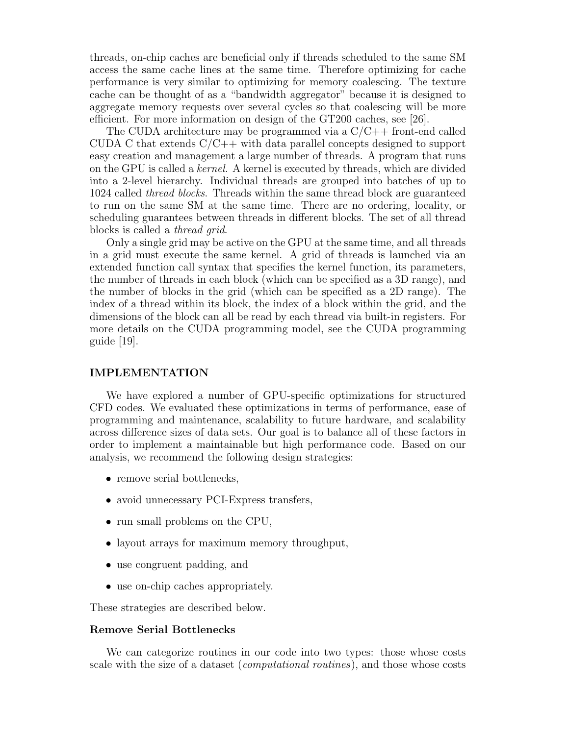threads, on-chip caches are beneficial only if threads scheduled to the same SM access the same cache lines at the same time. Therefore optimizing for cache performance is very similar to optimizing for memory coalescing. The texture cache can be thought of as a "bandwidth aggregator" because it is designed to aggregate memory requests over several cycles so that coalescing will be more efficient. For more information on design of the GT200 caches, see [26].

The CUDA architecture may be programmed via a C/C++ front-end called CUDA C that extends C/C++ with data parallel concepts designed to support easy creation and management a large number of threads. A program that runs on the GPU is called a *kernel*. A kernel is executed by threads, which are divided into a 2-level hierarchy. Individual threads are grouped into batches of up to 1024 called *thread blocks*. Threads within the same thread block are guaranteed to run on the same SM at the same time. There are no ordering, locality, or scheduling guarantees between threads in different blocks. The set of all thread blocks is called a *thread grid*.

Only a single grid may be active on the GPU at the same time, and all threads in a grid must execute the same kernel. A grid of threads is launched via an extended function call syntax that specifies the kernel function, its parameters, the number of threads in each block (which can be specified as a 3D range), and the number of blocks in the grid (which can be specified as a 2D range). The index of a thread within its block, the index of a block within the grid, and the dimensions of the block can all be read by each thread via built-in registers. For more details on the CUDA programming model, see the CUDA programming guide [19].

## IMPLEMENTATION

We have explored a number of GPU-specific optimizations for structured CFD codes. We evaluated these optimizations in terms of performance, ease of programming and maintenance, scalability to future hardware, and scalability across difference sizes of data sets. Our goal is to balance all of these factors in order to implement a maintainable but high performance code. Based on our analysis, we recommend the following design strategies:

- remove serial bottlenecks,
- avoid unnecessary PCI-Express transfers,
- run small problems on the CPU,
- layout arrays for maximum memory throughput,
- use congruent padding, and
- use on-chip caches appropriately.

These strategies are described below.

### Remove Serial Bottlenecks

We can categorize routines in our code into two types: those whose costs scale with the size of a dataset (*computational routines*), and those whose costs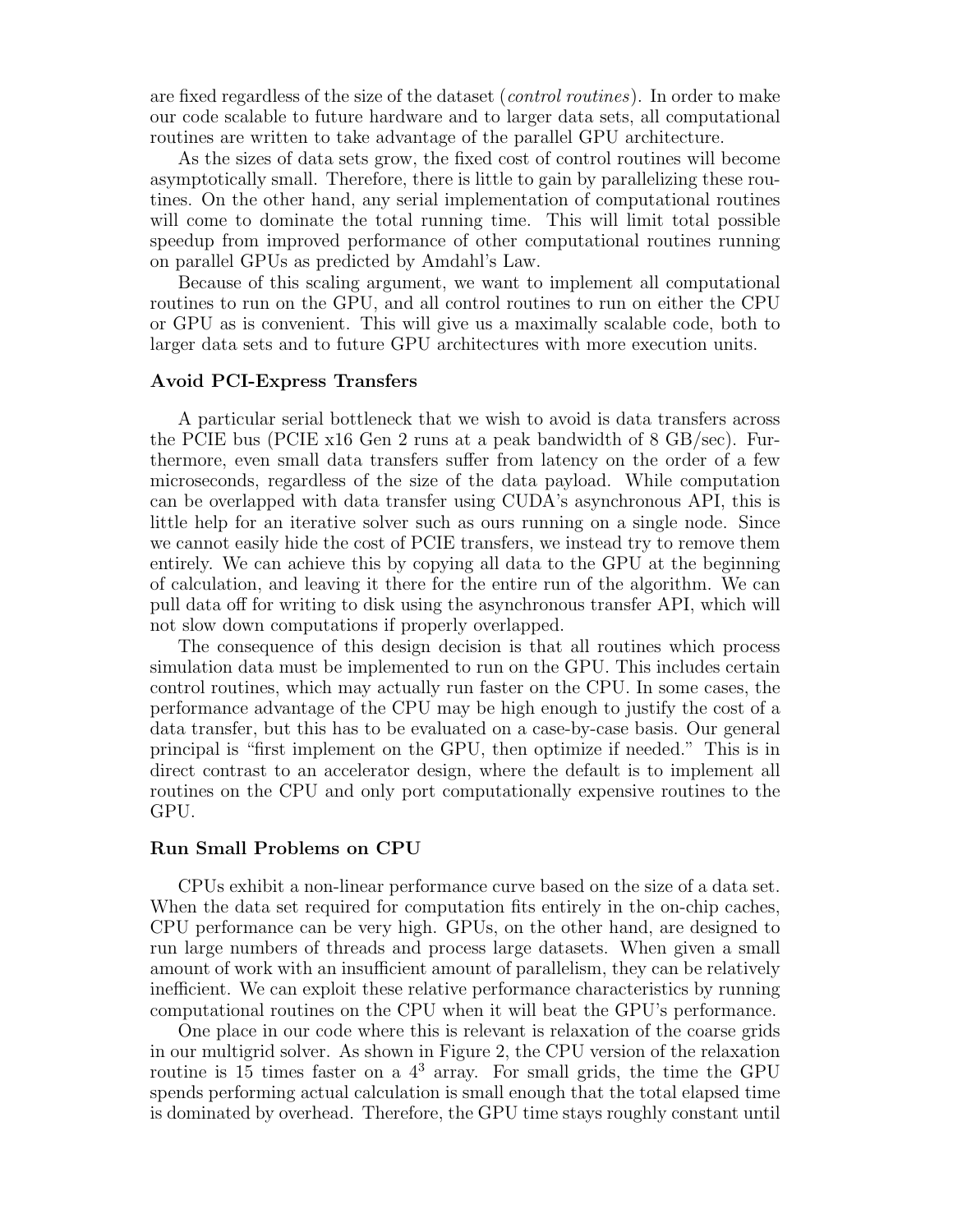are fixed regardless of the size of the dataset (*control routines*). In order to make our code scalable to future hardware and to larger data sets, all computational routines are written to take advantage of the parallel GPU architecture.

As the sizes of data sets grow, the fixed cost of control routines will become asymptotically small. Therefore, there is little to gain by parallelizing these routines. On the other hand, any serial implementation of computational routines will come to dominate the total running time. This will limit total possible speedup from improved performance of other computational routines running on parallel GPUs as predicted by Amdahl's Law.

Because of this scaling argument, we want to implement all computational routines to run on the GPU, and all control routines to run on either the CPU or GPU as is convenient. This will give us a maximally scalable code, both to larger data sets and to future GPU architectures with more execution units.

### Avoid PCI-Express Transfers

A particular serial bottleneck that we wish to avoid is data transfers across the PCIE bus (PCIE x16 Gen 2 runs at a peak bandwidth of 8 GB/sec). Furthermore, even small data transfers suffer from latency on the order of a few microseconds, regardless of the size of the data payload. While computation can be overlapped with data transfer using CUDA's asynchronous API, this is little help for an iterative solver such as ours running on a single node. Since we cannot easily hide the cost of PCIE transfers, we instead try to remove them entirely. We can achieve this by copying all data to the GPU at the beginning of calculation, and leaving it there for the entire run of the algorithm. We can pull data off for writing to disk using the asynchronous transfer API, which will not slow down computations if properly overlapped.

The consequence of this design decision is that all routines which process simulation data must be implemented to run on the GPU. This includes certain control routines, which may actually run faster on the CPU. In some cases, the performance advantage of the CPU may be high enough to justify the cost of a data transfer, but this has to be evaluated on a case-by-case basis. Our general principal is "first implement on the GPU, then optimize if needed." This is in direct contrast to an accelerator design, where the default is to implement all routines on the CPU and only port computationally expensive routines to the GPU.

### Run Small Problems on CPU

CPUs exhibit a non-linear performance curve based on the size of a data set. When the data set required for computation fits entirely in the on-chip caches, CPU performance can be very high. GPUs, on the other hand, are designed to run large numbers of threads and process large datasets. When given a small amount of work with an insufficient amount of parallelism, they can be relatively inefficient. We can exploit these relative performance characteristics by running computational routines on the CPU when it will beat the GPU's performance.

One place in our code where this is relevant is relaxation of the coarse grids in our multigrid solver. As shown in Figure 2, the CPU version of the relaxation routine is 15 times faster on a $4^3$ array. For small grids, the time the GPU spends performing actual calculation is small enough that the total elapsed time is dominated by overhead. Therefore, the GPU time stays roughly constant until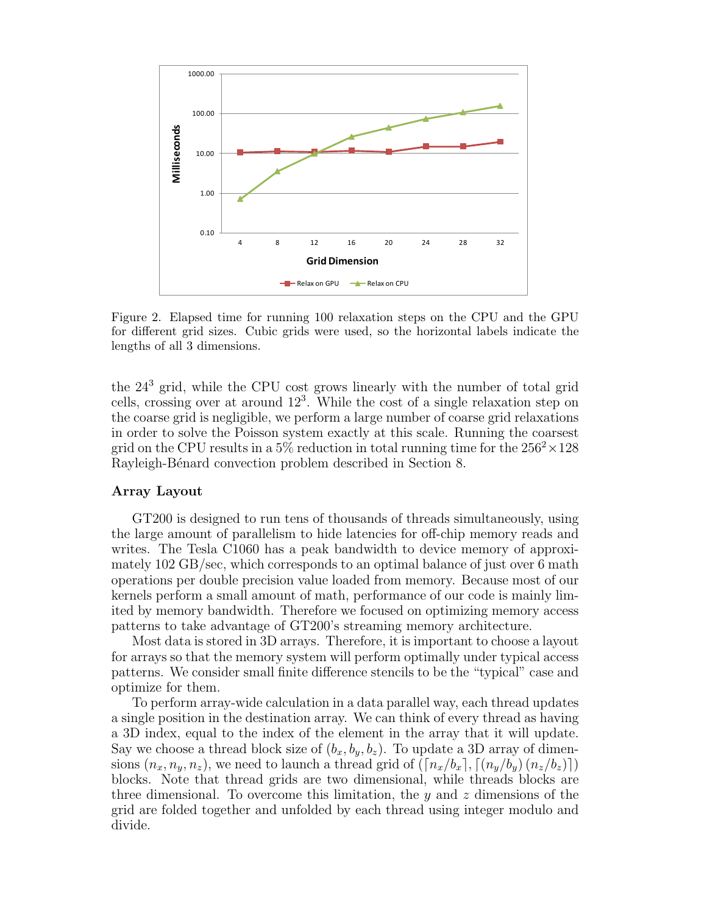Figure 2. Elapsed time for running 100 relaxation steps on the CPU and the GPU for different grid sizes. Cubic grids were used, so the horizontal labels indicate the lengths of all 3 dimensions.

the $24^3$ grid, while the CPU cost grows linearly with the number of total grid cells, crossing over at around $12^3$. While the cost of a single relaxation step on the coarse grid is negligible, we perform a large number of coarse grid relaxations in order to solve the Poisson system exactly at this scale. Running the coarsest grid on the CPU results in a 5% reduction in total running time for the $256^2 \times 128$ Rayleigh-Bénard convection problem described in Section 8.

### Array Layout

GT200 is designed to run tens of thousands of threads simultaneously, using the large amount of parallelism to hide latencies for off-chip memory reads and writes. The Tesla C1060 has a peak bandwidth to device memory of approximately 102 GB/sec, which corresponds to an optimal balance of just over 6 math operations per double precision value loaded from memory. Because most of our kernels perform a small amount of math, performance of our code is mainly limited by memory bandwidth. Therefore we focused on optimizing memory access patterns to take advantage of GT200's streaming memory architecture.

Most data is stored in 3D arrays. Therefore, it is important to choose a layout for arrays so that the memory system will perform optimally under typical access patterns. We consider small finite difference stencils to be the "typical" case and optimize for them.

To perform array-wide calculation in a data parallel way, each thread updates a single position in the destination array. We can think of every thread as having a 3D index, equal to the index of the element in the array that it will update. Say we choose a thread block size of $(b_x, b_y, b_z)$. To update a 3D array of dimensions $(n_x, n_y, n_z)$, we need to launch a thread grid of $(\lceil n_x/b_x \rceil, \lceil (n_y/b_y)\,(n_z/b_z) \rceil)$ blocks. Note that thread grids are two dimensional, while threads blocks are three dimensional. To overcome this limitation, the $y$ and $z$ dimensions of the grid are folded together and unfolded by each thread using integer modulo and divide.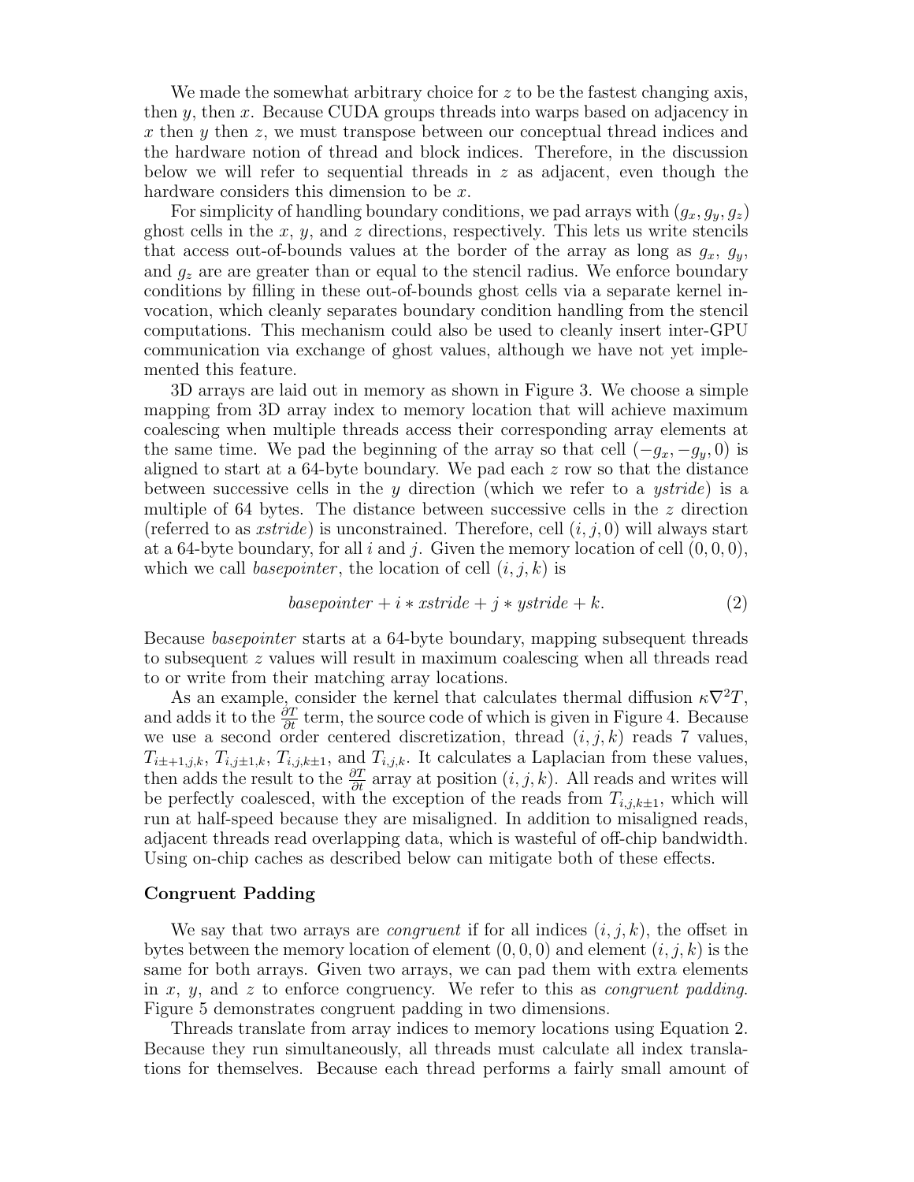We made the somewhat arbitrary choice for $z$ to be the fastest changing axis, then $y$, then $x$. Because CUDA groups threads into warps based on adjacency in $x$ then $y$ then $z$, we must transpose between our conceptual thread indices and the hardware notion of thread and block indices. Therefore, in the discussion below we will refer to sequential threads in $z$ as adjacent, even though the hardware considers this dimension to be $x$.

For simplicity of handling boundary conditions, we pad arrays with $(g_x, g_y, g_z)$ ghost cells in the $x$, $y$, and $z$ directions, respectively. This lets us write stencils that access out-of-bounds values at the border of the array as long as $g_x$, $g_y$, and $g_z$ are are greater than or equal to the stencil radius. We enforce boundary conditions by filling in these out-of-bounds ghost cells via a separate kernel invocation, which cleanly separates boundary condition handling from the stencil computations. This mechanism could also be used to cleanly insert inter-GPU communication via exchange of ghost values, although we have not yet implemented this feature.

3D arrays are laid out in memory as shown in Figure 3. We choose a simple mapping from 3D array index to memory location that will achieve maximum coalescing when multiple threads access their corresponding array elements at the same time. We pad the beginning of the array so that cell $(-g_x, -g_y, 0)$ is aligned to start at a 64-byte boundary. We pad each $z$ row so that the distance between successive cells in the $y$ direction (which we refer to a *ystride*) is a multiple of 64 bytes. The distance between successive cells in the $z$ direction (referred to as *xstride*) is unconstrained. Therefore, cell $(i, j, 0)$ will always start at a 64-byte boundary, for all $i$ and $j$. Given the memory location of cell $(0, 0, 0)$, which we call *basepointer*, the location of cell $(i, j, k)$ is

$$basepointer + i * xstride + j * ystride + k. \quad (2)$$

Because *basepointer* starts at a 64-byte boundary, mapping subsequent threads to subsequent $z$ values will result in maximum coalescing when all threads read to or write from their matching array locations.

As an example, consider the kernel that calculates thermal diffusion $\kappa\nabla^2 T$, and adds it to the $\frac{\partial T}{\partial t}$ term, the source code of which is given in Figure 4. Because we use a second order centered discretization, thread $(i, j, k)$ reads 7 values, $T_{i\pm1,j,k}$, $T_{i,j\pm1,k}$, $T_{i,j,k\pm1}$, and $T_{i,j,k}$. It calculates a Laplacian from these values, then adds the result to the $\frac{\partial T}{\partial t}$ array at position $(i, j, k)$. All reads and writes will be perfectly coalesced, with the exception of the reads from $T_{i,j,k\pm1}$, which will run at half-speed because they are misaligned. In addition to misaligned reads, adjacent threads read overlapping data, which is wasteful of off-chip bandwidth. Using on-chip caches as described below can mitigate both of these effects.

**Congruent Padding**

We say that two arrays are *congruent* if for all indices $(i, j, k)$, the offset in bytes between the memory location of element $(0, 0, 0)$ and element $(i, j, k)$ is the same for both arrays. Given two arrays, we can pad them with extra elements in $x$, $y$, and $z$ to enforce congruency. We refer to this as *congruent padding*. Figure 5 demonstrates congruent padding in two dimensions.

Threads translate from array indices to memory locations using Equation 2. Because they run simultaneously, all threads must calculate all index translations for themselves. Because each thread performs a fairly small amount of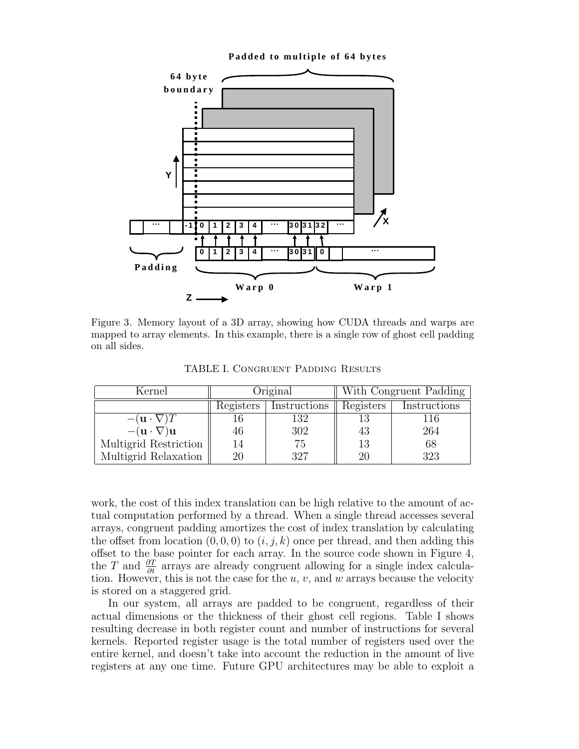Figure 3. Memory layout of a 3D array, showing how CUDA threads and warps are mapped to array elements. In this example, there is a single row of ghost cell padding on all sides.

TABLE I. CONGRUENT PADDING RESULTS

| Kernel | Original | | With Congruent Padding | |
|---|---|---|---|---|
| | Registers | Instructions | Registers | Instructions |
| $-(\mathbf{u} \cdot \nabla)T$ | 16 | 132 | 13 | 116 |
| $-(\mathbf{u} \cdot \nabla)\mathbf{u}$ | 46 | 302 | 43 | 264 |
| Multigrid Restriction | 14 | 75 | 13 | 68 |
| Multigrid Relaxation | 20 | 327 | 20 | 323 |

work, the cost of this index translation can be high relative to the amount of actual computation performed by a thread. When a single thread accesses several arrays, congruent padding amortizes the cost of index translation by calculating the offset from location $(0, 0, 0)$ to $(i, j, k)$ once per thread, and then adding this offset to the base pointer for each array. In the source code shown in Figure 4, the $T$ and $\frac{\partial T}{\partial t}$ arrays are already congruent allowing for a single index calculation. However, this is not the case for the $u$, $v$, and $w$ arrays because the velocity is stored on a staggered grid.

In our system, all arrays are padded to be congruent, regardless of their actual dimensions or the thickness of their ghost cell regions. Table I shows resulting decrease in both register count and number of instructions for several kernels. Reported register usage is the total number of registers used over the entire kernel, and doesn't take into account the reduction in the amount of live registers at any one time. Future GPU architectures may be able to exploit a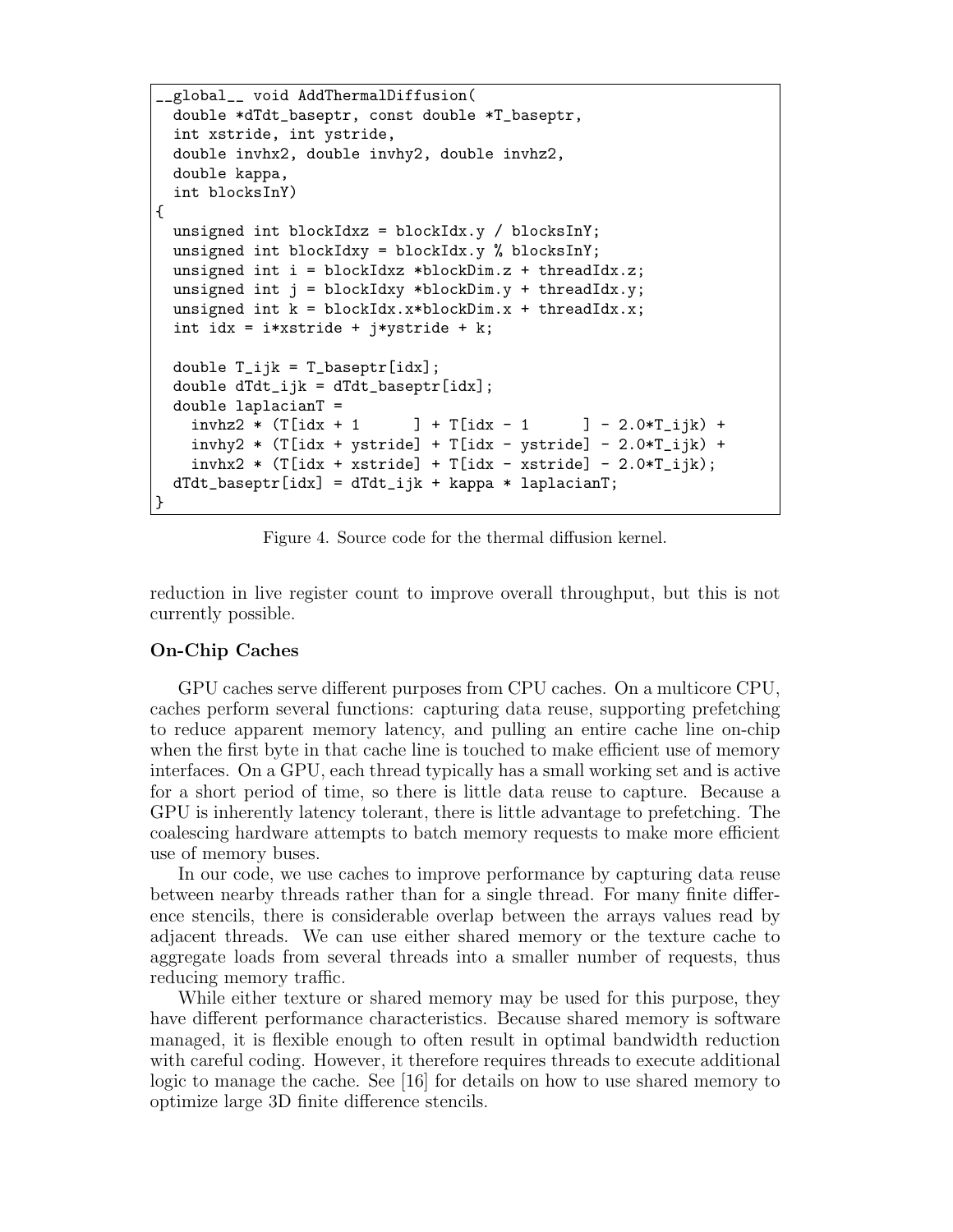```
__global__ void AddThermalDiffusion(
  double *dTdt_baseptr, const double *T_baseptr,
  int xstride, int ystride,
  double invhx2, double invhy2, double invhz2,
  double kappa,
  int blocksInY)
{
  unsigned int blockIdxz = blockIdx.y / blocksInY;
  unsigned int blockIdxy = blockIdx.y % blocksInY;
  unsigned int i = blockIdxz *blockDim.z + threadIdx.z;
  unsigned int j = blockIdxy *blockDim.y + threadIdx.y;
  unsigned int k = blockIdx.x*blockDim.x + threadIdx.x;
  int idx = i*xstride + j*ystride + k;

  double T_ijk = T_baseptr[idx];
  double dTdt_ijk = dTdt_baseptr[idx];
  double laplacianT =
    invhz2 * (T[idx + 1      ] + T[idx - 1      ] - 2.0*T_ijk) +
    invhy2 * (T[idx + ystride] + T[idx - ystride] - 2.0*T_ijk) +
    invhx2 * (T[idx + xstride] + T[idx - xstride] - 2.0*T_ijk);
  dTdt_baseptr[idx] = dTdt_ijk + kappa * laplacianT;
}
```

Figure 4. Source code for the thermal diffusion kernel.

reduction in live register count to improve overall throughput, but this is not currently possible.

### On-Chip Caches

GPU caches serve different purposes from CPU caches. On a multicore CPU, caches perform several functions: capturing data reuse, supporting prefetching to reduce apparent memory latency, and pulling an entire cache line on-chip when the first byte in that cache line is touched to make efficient use of memory interfaces. On a GPU, each thread typically has a small working set and is active for a short period of time, so there is little data reuse to capture. Because a GPU is inherently latency tolerant, there is little advantage to prefetching. The coalescing hardware attempts to batch memory requests to make more efficient use of memory buses.

In our code, we use caches to improve performance by capturing data reuse between nearby threads rather than for a single thread. For many finite difference stencils, there is considerable overlap between the arrays values read by adjacent threads. We can use either shared memory or the texture cache to aggregate loads from several threads into a smaller number of requests, thus reducing memory traffic.

While either texture or shared memory may be used for this purpose, they have different performance characteristics. Because shared memory is software managed, it is flexible enough to often result in optimal bandwidth reduction with careful coding. However, it therefore requires threads to execute additional logic to manage the cache. See [16] for details on how to use shared memory to optimize large 3D finite difference stencils.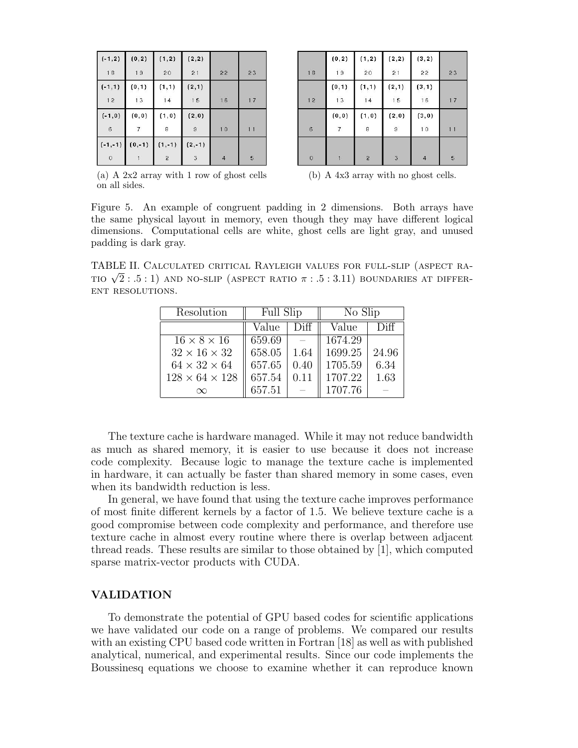| (-1,2) 18 | (0,2) 19 | (1,2) 20 | (2,2) 21 | 22 | 23 |
|---|---|---|---|---|---|
| (-1,1) 12 | (0,1) 13 | (1,1) 14 | (2,1) 15 | 16 | 17 |
| (-1,0) 6 | (0,0) 7 | (1,0) 8 | (2,0) 9 | 10 | 11 |
| (-1,-1) 0 | (0,-1) 1 | (1,-1) 2 | (2,-1) 3 | 4 | 5 |

(a) A 2x2 array with 1 row of ghost cells on all sides.

| 18 | (0,2) 19 | (1,2) 20 | (2,2) 21 | (3,2) 22 | 23 |
|---|---|---|---|---|---|
| 12 | (0,1) 13 | (1,1) 14 | (2,1) 15 | (3,1) 16 | 17 |
| 6 | (0,0) 7 | (1,0) 8 | (2,0) 9 | (3,0) 10 | 11 |
| 0 | 1 | 2 | 3 | 4 | 5 |

(b) A 4x3 array with no ghost cells.

Figure 5. An example of congruent padding in 2 dimensions. Both arrays have the same physical layout in memory, even though they may have different logical dimensions. Computational cells are white, ghost cells are light gray, and unused padding is dark gray.

TABLE II. Calculated critical Rayleigh values for full-slip (aspect ratio $\sqrt{2} : .5 : 1$) and no-slip (aspect ratio $\pi : .5 : 3.11$) boundaries at different resolutions.

| Resolution | Full Slip | | No Slip | |
|---|---|---|---|---|
| | Value | Diff | Value | Diff |
| $16 \times 8 \times 16$ | 659.69 | – | 1674.29 | |
| $32 \times 16 \times 32$ | 658.05 | 1.64 | 1699.25 | 24.96 |
| $64 \times 32 \times 64$ | 657.65 | 0.40 | 1705.59 | 6.34 |
| $128 \times 64 \times 128$ | 657.54 | 0.11 | 1707.22 | 1.63 |
| $\infty$ | 657.51 | – | 1707.76 | – |

The texture cache is hardware managed. While it may not reduce bandwidth as much as shared memory, it is easier to use because it does not increase code complexity. Because logic to manage the texture cache is implemented in hardware, it can actually be faster than shared memory in some cases, even when its bandwidth reduction is less.

In general, we have found that using the texture cache improves performance of most finite different kernels by a factor of 1.5. We believe texture cache is a good compromise between code complexity and performance, and therefore use texture cache in almost every routine where there is overlap between adjacent thread reads. These results are similar to those obtained by [1], which computed sparse matrix-vector products with CUDA.

## VALIDATION

To demonstrate the potential of GPU based codes for scientific applications we have validated our code on a range of problems. We compared our results with an existing CPU based code written in Fortran [18] as well as with published analytical, numerical, and experimental results. Since our code implements the Boussinesq equations we choose to examine whether it can reproduce known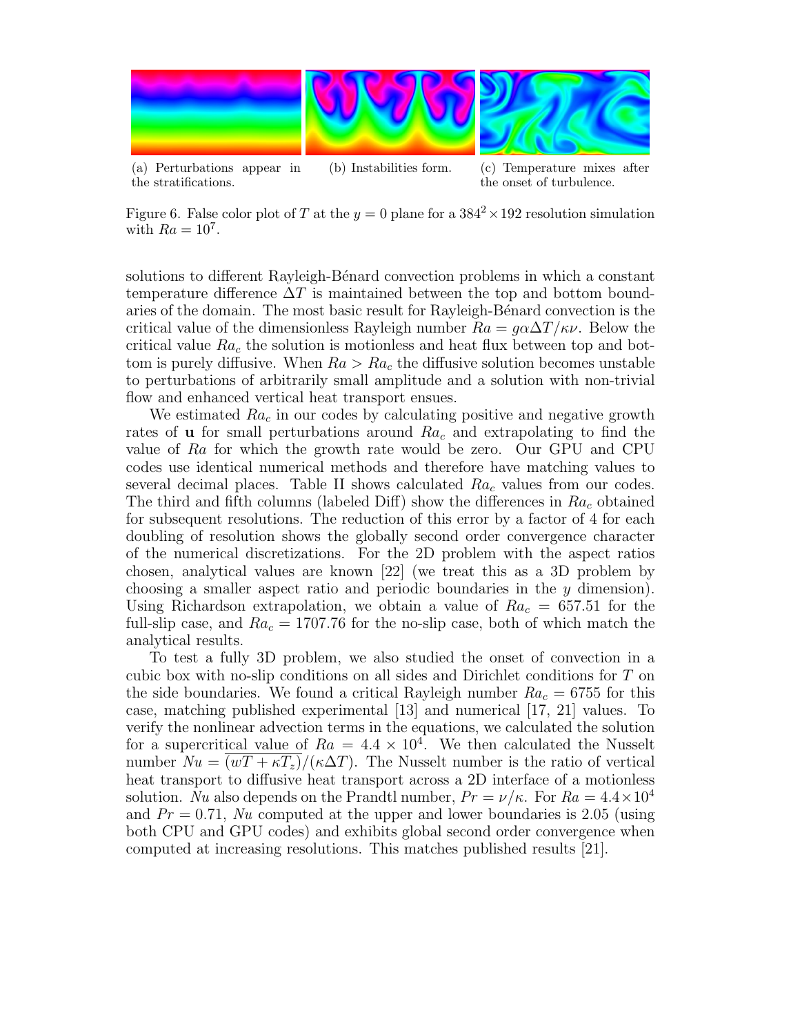(a) Perturbations appear in the stratifications.

(b) Instabilities form.

(c) Temperature mixes after the onset of turbulence.

Figure 6. False color plot of $T$ at the $y = 0$ plane for a $384^2 \times 192$ resolution simulation with $Ra = 10^7$.

solutions to different Rayleigh-Bénard convection problems in which a constant temperature difference $\Delta T$ is maintained between the top and bottom boundaries of the domain. The most basic result for Rayleigh-Bénard convection is the critical value of the dimensionless Rayleigh number $Ra = g\alpha\Delta T/\kappa\nu$. Below the critical value $Ra_c$ the solution is motionless and heat flux between top and bottom is purely diffusive. When $Ra > Ra_c$ the diffusive solution becomes unstable to perturbations of arbitrarily small amplitude and a solution with non-trivial flow and enhanced vertical heat transport ensues.

We estimated $Ra_c$ in our codes by calculating positive and negative growth rates of $\mathbf{u}$ for small perturbations around $Ra_c$ and extrapolating to find the value of $Ra$ for which the growth rate would be zero. Our GPU and CPU codes use identical numerical methods and therefore have matching values to several decimal places. Table II shows calculated $Ra_c$ values from our codes. The third and fifth columns (labeled Diff) show the differences in $Ra_c$ obtained for subsequent resolutions. The reduction of this error by a factor of 4 for each doubling of resolution shows the globally second order convergence character of the numerical discretizations. For the 2D problem with the aspect ratios chosen, analytical values are known [22] (we treat this as a 3D problem by choosing a smaller aspect ratio and periodic boundaries in the $y$ dimension). Using Richardson extrapolation, we obtain a value of $Ra_c = 657.51$ for the full-slip case, and $Ra_c = 1707.76$ for the no-slip case, both of which match the analytical results.

To test a fully 3D problem, we also studied the onset of convection in a cubic box with no-slip conditions on all sides and Dirichlet conditions for $T$ on the side boundaries. We found a critical Rayleigh number $Ra_c = 6755$ for this case, matching published experimental [13] and numerical [17, 21] values. To verify the nonlinear advection terms in the equations, we calculated the solution for a supercritical value of $Ra = 4.4 \times 10^4$. We then calculated the Nusselt number $Nu = \overline{(wT + \kappa T_z)}/(\kappa\Delta T)$. The Nusselt number is the ratio of vertical heat transport to diffusive heat transport across a 2D interface of a motionless solution. $Nu$ also depends on the Prandtl number, $Pr = \nu/\kappa$. For $Ra = 4.4\times 10^4$ and $Pr = 0.71$, $Nu$ computed at the upper and lower boundaries is 2.05 (using both CPU and GPU codes) and exhibits global second order convergence when computed at increasing resolutions. This matches published results [21].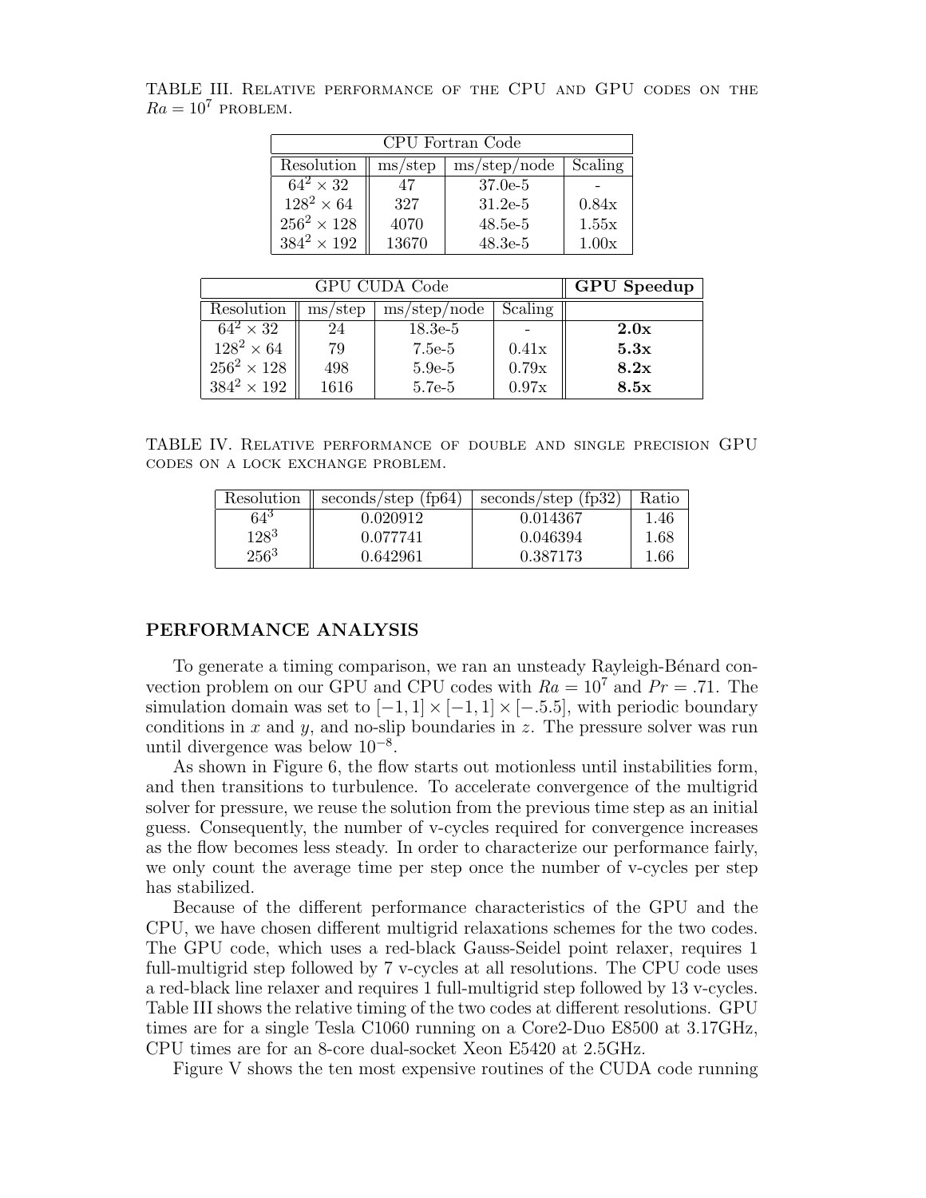TABLE III. Relative performance of the CPU and GPU codes on the $Ra = 10^7$ problem.

| CPU Fortran Code | | | |
|---|---|---|---|
| Resolution | ms/step | ms/step/node | Scaling |
| $64^2 \times 32$ | 47 | 37.0e-5 | - |
| $128^2 \times 64$ | 327 | 31.2e-5 | 0.84x |
| $256^2 \times 128$ | 4070 | 48.5e-5 | 1.55x |
| $384^2 \times 192$ | 13670 | 48.3e-5 | 1.00x |

| GPU CUDA Code | | | | **GPU Speedup** |
|---|---|---|---|---|
| Resolution | ms/step | ms/step/node | Scaling | |
| $64^2 \times 32$ | 24 | 18.3e-5 | - | **2.0x** |
| $128^2 \times 64$ | 79 | 7.5e-5 | 0.41x | **5.3x** |
| $256^2 \times 128$ | 498 | 5.9e-5 | 0.79x | **8.2x** |
| $384^2 \times 192$ | 1616 | 5.7e-5 | 0.97x | **8.5x** |

TABLE IV. Relative performance of double and single precision GPU codes on a lock exchange problem.

| Resolution | seconds/step (fp64) | seconds/step (fp32) | Ratio |
|---|---|---|---|
| $64^3$ | 0.020912 | 0.014367 | 1.46 |
| $128^3$ | 0.077741 | 0.046394 | 1.68 |
| $256^3$ | 0.642961 | 0.387173 | 1.66 |

## PERFORMANCE ANALYSIS

To generate a timing comparison, we ran an unsteady Rayleigh-Bénard convection problem on our GPU and CPU codes with $Ra = 10^7$ and $Pr = .71$. The simulation domain was set to $[-1, 1] \times [-1, 1] \times [-.5.5]$, with periodic boundary conditions in $x$ and $y$, and no-slip boundaries in $z$. The pressure solver was run until divergence was below $10^{-8}$.

As shown in Figure 6, the flow starts out motionless until instabilities form, and then transitions to turbulence. To accelerate convergence of the multigrid solver for pressure, we reuse the solution from the previous time step as an initial guess. Consequently, the number of v-cycles required for convergence increases as the flow becomes less steady. In order to characterize our performance fairly, we only count the average time per step once the number of v-cycles per step has stabilized.

Because of the different performance characteristics of the GPU and the CPU, we have chosen different multigrid relaxations schemes for the two codes. The GPU code, which uses a red-black Gauss-Seidel point relaxer, requires 1 full-multigrid step followed by 7 v-cycles at all resolutions. The CPU code uses a red-black line relaxer and requires 1 full-multigrid step followed by 13 v-cycles. Table III shows the relative timing of the two codes at different resolutions. GPU times are for a single Tesla C1060 running on a Core2-Duo E8500 at 3.17GHz, CPU times are for an 8-core dual-socket Xeon E5420 at 2.5GHz.

Figure V shows the ten most expensive routines of the CUDA code running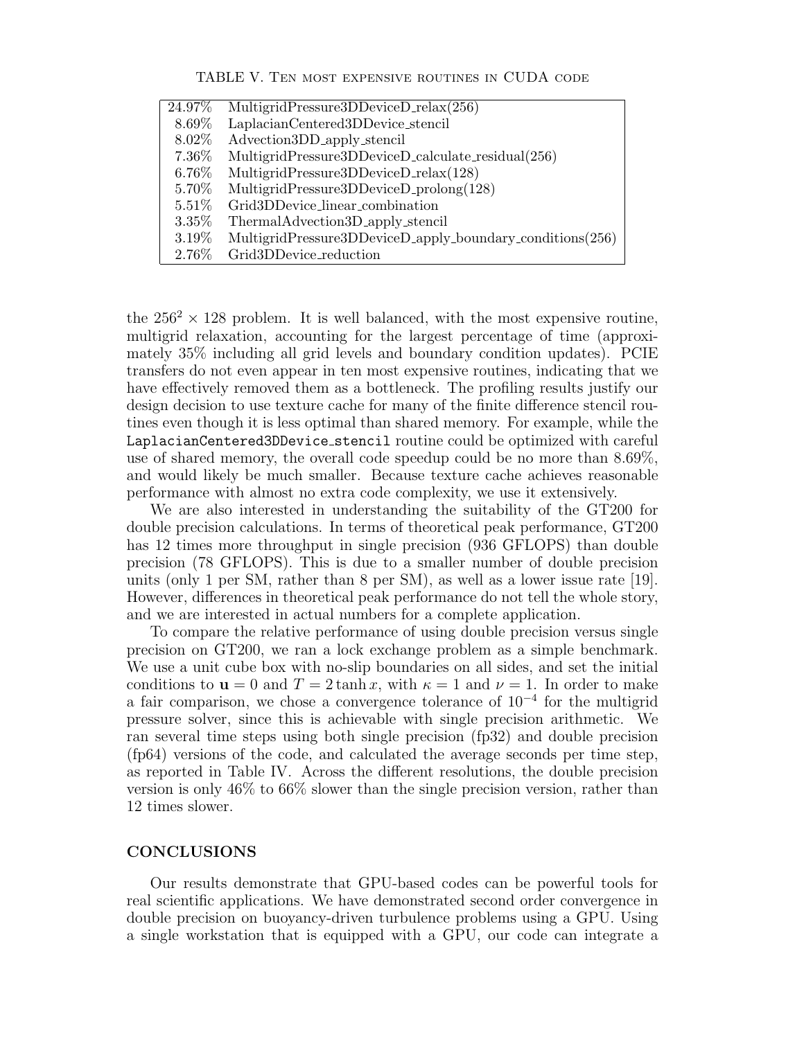TABLE V. Ten most expensive routines in CUDA code

| | |
|---|---|
| 24.97% | MultigridPressure3DDeviceD_relax(256) |
| 8.69% | LaplacianCentered3DDevice_stencil |
| 8.02% | Advection3DD_apply_stencil |
| 7.36% | MultigridPressure3DDeviceD_calculate_residual(256) |
| 6.76% | MultigridPressure3DDeviceD_relax(128) |
| 5.70% | MultigridPressure3DDeviceD_prolong(128) |
| 5.51% | Grid3DDevice_linear_combination |
| 3.35% | ThermalAdvection3D_apply_stencil |
| 3.19% | MultigridPressure3DDeviceD_apply_boundary_conditions(256) |
| 2.76% | Grid3DDevice_reduction |

the $256^2 \times 128$ problem. It is well balanced, with the most expensive routine, multigrid relaxation, accounting for the largest percentage of time (approximately 35% including all grid levels and boundary condition updates). PCIE transfers do not even appear in ten most expensive routines, indicating that we have effectively removed them as a bottleneck. The profiling results justify our design decision to use texture cache for many of the finite difference stencil routines even though it is less optimal than shared memory. For example, while the `LaplacianCentered3DDevice_stencil` routine could be optimized with careful use of shared memory, the overall code speedup could be no more than 8.69%, and would likely be much smaller. Because texture cache achieves reasonable performance with almost no extra code complexity, we use it extensively.

We are also interested in understanding the suitability of the GT200 for double precision calculations. In terms of theoretical peak performance, GT200 has 12 times more throughput in single precision (936 GFLOPS) than double precision (78 GFLOPS). This is due to a smaller number of double precision units (only 1 per SM, rather than 8 per SM), as well as a lower issue rate [19]. However, differences in theoretical peak performance do not tell the whole story, and we are interested in actual numbers for a complete application.

To compare the relative performance of using double precision versus single precision on GT200, we ran a lock exchange problem as a simple benchmark. We use a unit cube box with no-slip boundaries on all sides, and set the initial conditions to $\mathbf{u} = 0$ and $T = 2 \tanh x$, with $\kappa = 1$ and $\nu = 1$. In order to make a fair comparison, we chose a convergence tolerance of $10^{-4}$ for the multigrid pressure solver, since this is achievable with single precision arithmetic. We ran several time steps using both single precision (fp32) and double precision (fp64) versions of the code, and calculated the average seconds per time step, as reported in Table IV. Across the different resolutions, the double precision version is only 46% to 66% slower than the single precision version, rather than 12 times slower.

## CONCLUSIONS

Our results demonstrate that GPU-based codes can be powerful tools for real scientific applications. We have demonstrated second order convergence in double precision on buoyancy-driven turbulence problems using a GPU. Using a single workstation that is equipped with a GPU, our code can integrate a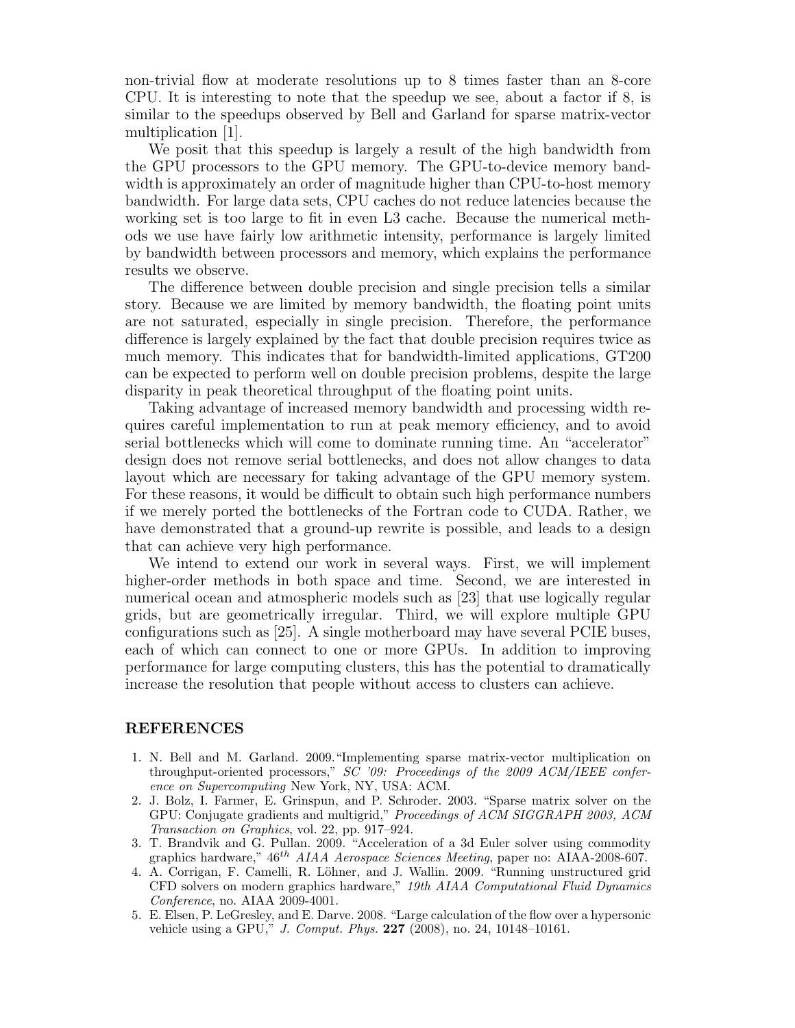non-trivial flow at moderate resolutions up to 8 times faster than an 8-core CPU. It is interesting to note that the speedup we see, about a factor if 8, is similar to the speedups observed by Bell and Garland for sparse matrix-vector multiplication [1].

We posit that this speedup is largely a result of the high bandwidth from the GPU processors to the GPU memory. The GPU-to-device memory bandwidth is approximately an order of magnitude higher than CPU-to-host memory bandwidth. For large data sets, CPU caches do not reduce latencies because the working set is too large to fit in even L3 cache. Because the numerical methods we use have fairly low arithmetic intensity, performance is largely limited by bandwidth between processors and memory, which explains the performance results we observe.

The difference between double precision and single precision tells a similar story. Because we are limited by memory bandwidth, the floating point units are not saturated, especially in single precision. Therefore, the performance difference is largely explained by the fact that double precision requires twice as much memory. This indicates that for bandwidth-limited applications, GT200 can be expected to perform well on double precision problems, despite the large disparity in peak theoretical throughput of the floating point units.

Taking advantage of increased memory bandwidth and processing width requires careful implementation to run at peak memory efficiency, and to avoid serial bottlenecks which will come to dominate running time. An "accelerator" design does not remove serial bottlenecks, and does not allow changes to data layout which are necessary for taking advantage of the GPU memory system. For these reasons, it would be difficult to obtain such high performance numbers if we merely ported the bottlenecks of the Fortran code to CUDA. Rather, we have demonstrated that a ground-up rewrite is possible, and leads to a design that can achieve very high performance.

We intend to extend our work in several ways. First, we will implement higher-order methods in both space and time. Second, we are interested in numerical ocean and atmospheric models such as [23] that use logically regular grids, but are geometrically irregular. Third, we will explore multiple GPU configurations such as [25]. A single motherboard may have several PCIE buses, each of which can connect to one or more GPUs. In addition to improving performance for large computing clusters, this has the potential to dramatically increase the resolution that people without access to clusters can achieve.

## REFERENCES

1. N. Bell and M. Garland. 2009."Implementing sparse matrix-vector multiplication on throughput-oriented processors," *SC '09: Proceedings of the 2009 ACM/IEEE conference on Supercomputing* New York, NY, USA: ACM.
2. J. Bolz, I. Farmer, E. Grinspun, and P. Schroder. 2003. "Sparse matrix solver on the GPU: Conjugate gradients and multigrid," *Proceedings of ACM SIGGRAPH 2003, ACM Transaction on Graphics*, vol. 22, pp. 917–924.
3. T. Brandvik and G. Pullan. 2009. "Acceleration of a 3d Euler solver using commodity graphics hardware," $46^{th}$ *AIAA Aerospace Sciences Meeting*, paper no: AIAA-2008-607.
4. A. Corrigan, F. Camelli, R. Löhner, and J. Wallin. 2009. "Running unstructured grid CFD solvers on modern graphics hardware," *19th AIAA Computational Fluid Dynamics Conference*, no. AIAA 2009-4001.
5. E. Elsen, P. LeGresley, and E. Darve. 2008. "Large calculation of the flow over a hypersonic vehicle using a GPU," *J. Comput. Phys.* **227** (2008), no. 24, 10148–10161.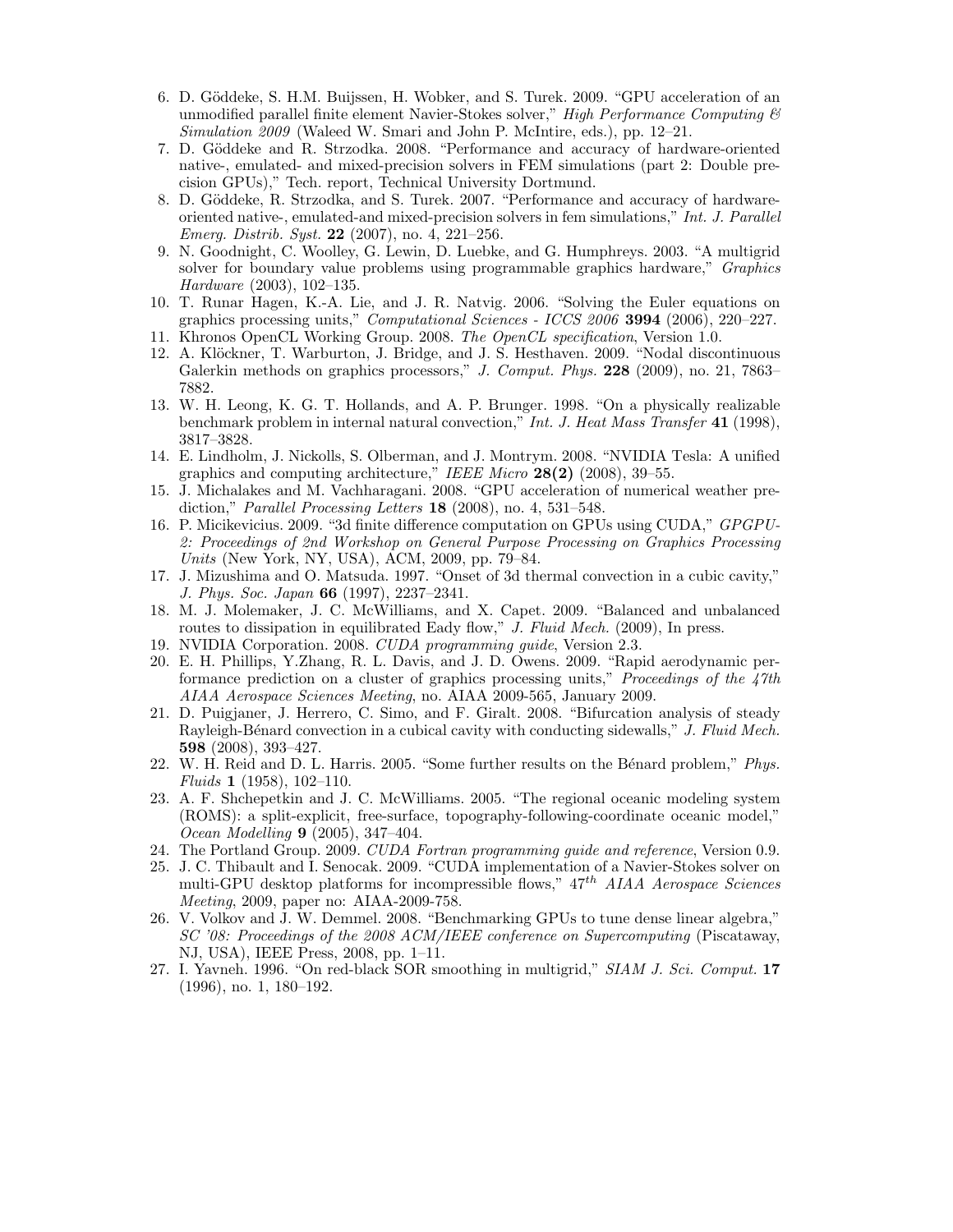6. D. Göddeke, S. H.M. Buijssen, H. Wobker, and S. Turek. 2009. "GPU acceleration of an unmodified parallel finite element Navier-Stokes solver," *High Performance Computing & Simulation 2009* (Waleed W. Smari and John P. McIntire, eds.), pp. 12–21.
7. D. Göddeke and R. Strzodka. 2008. "Performance and accuracy of hardware-oriented native-, emulated- and mixed-precision solvers in FEM simulations (part 2: Double precision GPUs)," Tech. report, Technical University Dortmund.
8. D. Göddeke, R. Strzodka, and S. Turek. 2007. "Performance and accuracy of hardware-oriented native-, emulated-and mixed-precision solvers in fem simulations," *Int. J. Parallel Emerg. Distrib. Syst.* **22** (2007), no. 4, 221–256.
9. N. Goodnight, C. Woolley, G. Lewin, D. Luebke, and G. Humphreys. 2003. "A multigrid solver for boundary value problems using programmable graphics hardware," *Graphics Hardware* (2003), 102–135.
10. T. Runar Hagen, K.-A. Lie, and J. R. Natvig. 2006. "Solving the Euler equations on graphics processing units," *Computational Sciences - ICCS 2006* **3994** (2006), 220–227.
11. Khronos OpenCL Working Group. 2008. *The OpenCL specification*, Version 1.0.
12. A. Klöckner, T. Warburton, J. Bridge, and J. S. Hesthaven. 2009. "Nodal discontinuous Galerkin methods on graphics processors," *J. Comput. Phys.* **228** (2009), no. 21, 7863–7882.
13. W. H. Leong, K. G. T. Hollands, and A. P. Brunger. 1998. "On a physically realizable benchmark problem in internal natural convection," *Int. J. Heat Mass Transfer* **41** (1998), 3817–3828.
14. E. Lindholm, J. Nickolls, S. Olberman, and J. Montrym. 2008. "NVIDIA Tesla: A unified graphics and computing architecture," *IEEE Micro* **28(2)** (2008), 39–55.
15. J. Michalakes and M. Vachharagani. 2008. "GPU acceleration of numerical weather prediction," *Parallel Processing Letters* **18** (2008), no. 4, 531–548.
16. P. Micikevicius. 2009. "3d finite difference computation on GPUs using CUDA," *GPGPU-2: Proceedings of 2nd Workshop on General Purpose Processing on Graphics Processing Units* (New York, NY, USA), ACM, 2009, pp. 79–84.
17. J. Mizushima and O. Matsuda. 1997. "Onset of 3d thermal convection in a cubic cavity," *J. Phys. Soc. Japan* **66** (1997), 2237–2341.
18. M. J. Molemaker, J. C. McWilliams, and X. Capet. 2009. "Balanced and unbalanced routes to dissipation in equilibrated Eady flow," *J. Fluid Mech.* (2009), In press.
19. NVIDIA Corporation. 2008. *CUDA programming guide*, Version 2.3.
20. E. H. Phillips, Y.Zhang, R. L. Davis, and J. D. Owens. 2009. "Rapid aerodynamic performance prediction on a cluster of graphics processing units," *Proceedings of the 47th AIAA Aerospace Sciences Meeting*, no. AIAA 2009-565, January 2009.
21. D. Puigjaner, J. Herrero, C. Simo, and F. Giralt. 2008. "Bifurcation analysis of steady Rayleigh-Bénard convection in a cubical cavity with conducting sidewalls," *J. Fluid Mech.* **598** (2008), 393–427.
22. W. H. Reid and D. L. Harris. 2005. "Some further results on the Bénard problem," *Phys. Fluids* **1** (1958), 102–110.
23. A. F. Shchepetkin and J. C. McWilliams. 2005. "The regional oceanic modeling system (ROMS): a split-explicit, free-surface, topography-following-coordinate oceanic model," *Ocean Modelling* **9** (2005), 347–404.
24. The Portland Group. 2009. *CUDA Fortran programming guide and reference*, Version 0.9.
25. J. C. Thibault and I. Senocak. 2009. "CUDA implementation of a Navier-Stokes solver on multi-GPU desktop platforms for incompressible flows," $47^{th}$ *AIAA Aerospace Sciences Meeting*, 2009, paper no: AIAA-2009-758.
26. V. Volkov and J. W. Demmel. 2008. "Benchmarking GPUs to tune dense linear algebra," *SC '08: Proceedings of the 2008 ACM/IEEE conference on Supercomputing* (Piscataway, NJ, USA), IEEE Press, 2008, pp. 1–11.
27. I. Yavneh. 1996. "On red-black SOR smoothing in multigrid," *SIAM J. Sci. Comput.* **17** (1996), no. 1, 180–192.